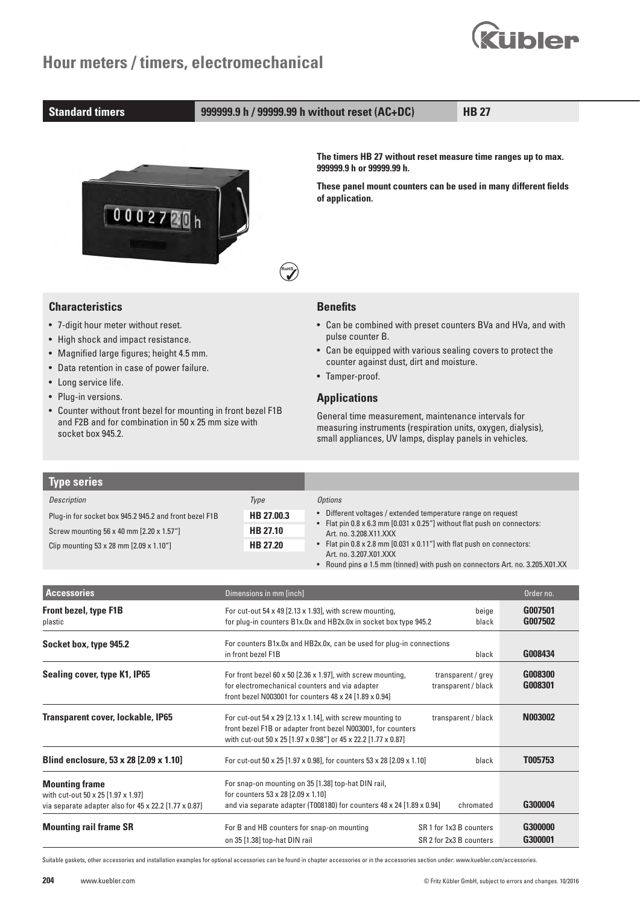# Hour meters / timers, electromechanical

| Standard timers | 999999.9 h / 99999.99 h without reset (AC+DC) | HB 27 |
|---|---|---|

**The timers HB 27 without reset measure time ranges up to max. 999999.9 h or 99999.99 h.**

**These panel mount counters can be used in many different fields of application.**

## Characteristics

- 7-digit hour meter without reset.
- High shock and impact resistance.
- Magnified large figures; height 4.5 mm.
- Data retention in case of power failure.
- Long service life.
- Plug-in versions.
- Counter without front bezel for mounting in front bezel F1B and F2B and for combination in 50 x 25 mm size with socket box 945.2.

## Benefits

- Can be combined with preset counters BVa and HVa, and with pulse counter B.
- Can be equipped with various sealing covers to protect the counter against dust, dirt and moisture.
- Tamper-proof.

## Applications

General time measurement, maintenance intervals for measuring instruments (respiration units, oxygen, dialysis), small appliances, UV lamps, display panels in vehicles.

## Type series

| *Description* | *Type* |
|---|---|
| Plug-in for socket box 945.2 945.2 and front bezel F1B | **HB 27.00.3** |
| Screw mounting 56 x 40 mm [2.20 x 1.57"] | **HB 27.10** |
| Clip mounting 53 x 28 mm [2.09 x 1.10"] | **HB 27.20** |

*Options*

- Different voltages / extended temperature range on request
- Flat pin 0.8 x 6.3 mm [0.031 x 0.25"] without flat push on connectors: Art. no. 3.208.X11.XXX
- Flat pin 0.8 x 2.8 mm [0.031 x 0.11"] with flat push on connectors: Art. no. 3.207.X01.XXX
- Round pins ø 1.5 mm (tinned) with push on connectors Art. no. 3.205.X01.XX

| Accessories | Dimensions in mm [inch] | | Order no. |
|---|---|---|---|
| **Front bezel, type F1B**<br>plastic | For cut-out 54 x 49 [2.13 x 1.93], with screw mounting,<br>for plug-in counters B1x.0x and HB2x.0x in socket box type 945.2 | beige<br>black | **G007501**<br>**G007502** |
| **Socket box, type 945.2** | For counters B1x.0x and HB2x.0x, can be used for plug-in connections in front bezel F1B | black | **G008434** |
| **Sealing cover, type K1, IP65** | For front bezel 60 x 50 [2.36 x 1.97], with screw mounting, for electromechanical counters and via adapter front bezel N003001 for counters 48 x 24 [1.89 x 0.94] | transparent / grey<br>transparent / black | **G008300**<br>**G008301** |
| **Transparent cover, lockable, IP65** | For cut-out 54 x 29 [2.13 x 1.14], with screw mounting to front bezel F1B or adapter front bezel N003001, for counters with cut-out 50 x 25 [1.97 x 0.98"] or 45 x 22.2 [1.77 x 0.87] | transparent / black | **N003002** |
| **Blind enclosure, 53 x 28 [2.09 x 1.10]** | For cut-out 50 x 25 [1.97 x 0.98], for counters 53 x 28 [2.09 x 1.10] | black | **T005753** |
| **Mounting frame**<br>with cut-out 50 x 25 [1.97 x 1.97]<br>via separate adapter also for 45 x 22.2 [1.77 x 0.87] | For snap-on mounting on 35 [1.38] top-hat DIN rail, for counters 53 x 28 [2.09 x 1.10] and via separate adapter (T008180) for counters 48 x 24 [1.89 x 0.94] | chromated | **G300004** |
| **Mounting rail frame SR** | For B and HB counters for snap-on mounting on 35 [1.38] top-hat DIN rail | SR 1 for 1x3 B counters<br>SR 2 for 2x3 B counters | **G300000**<br>**G300001** |

Suitable gaskets, other accessories and installation examples for optional accessories can be found in chapter accessories or in the accessories section under: www.kuebler.com/accessories.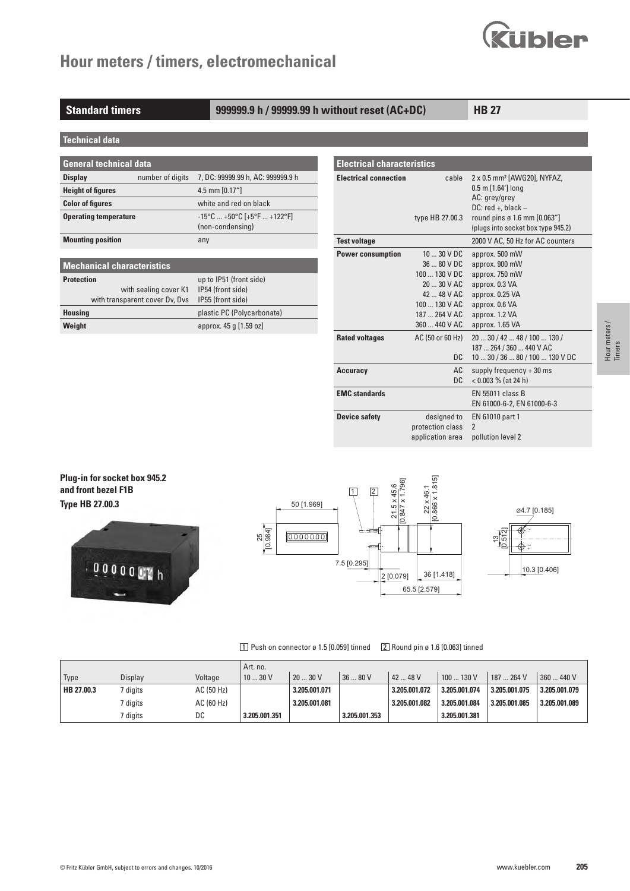# Hour meters / timers, electromechanical

## Standard timers | 999999.9 h / 99999.99 h without reset (AC+DC) | HB 27

### Technical data

| General technical data | | |
|---|---|---|
| **Display** | number of digits | 7, DC: 99999.99 h, AC: 999999.9 h |
| **Height of figures** | | 4.5 mm [0.17"] |
| **Color of figures** | | white and red on black |
| **Operating temperature** | | -15°C ... +50°C [+5°F ... +122°F] (non-condensing) |
| **Mounting position** | | any |

| Mechanical characteristics | | |
|---|---|---|
| **Protection** | | up to IP51 (front side) |
| | with sealing cover K1 | IP54 (front side) |
| | with transparent cover Dv, Dvs | IP55 (front side) |
| **Housing** | | plastic PC (Polycarbonate) |
| **Weight** | | approx. 45 g [1.59 oz] |

| Electrical characteristics | | |
|---|---|---|
| **Electrical connection** | cable | 2 x 0.5 mm² [AWG20], NYFAZ, 0.5 m [1.64'] long<br>AC: grey/grey<br>DC: red +, black – |
| | type HB 27.00.3 | round pins ø 1.6 mm [0.063"] (plugs into socket box type 945.2) |
| **Test voltage** | | 2000 V AC, 50 Hz for AC counters |
| **Power consumption** | 10 ... 30 V DC | approx. 500 mW |
| | 36 ... 80 V DC | approx. 900 mW |
| | 100 ... 130 V DC | approx. 750 mW |
| | 20 ... 30 V AC | approx. 0.3 VA |
| | 42 ... 48 V AC | approx. 0.25 VA |
| | 100 ... 130 V AC | approx. 0.6 VA |
| | 187 ... 264 V AC | approx. 1.2 VA |
| | 360 ... 440 V AC | approx. 1.65 VA |
| **Rated voltages** | AC (50 or 60 Hz) | 20 ... 30 / 42 ... 48 / 100 ... 130 / 187 ... 264 / 360 ... 440 V AC |
| | DC | 10 ... 30 / 36 ... 80 / 100 ... 130 V DC |
| **Accuracy** | AC | supply frequency + 30 ms |
| | DC | < 0.003 % (at 24 h) |
| **EMC standards** | | EN 55011 class B<br>EN 61000-6-2, EN 61000-6-3 |
| **Device safety** | designed to | EN 61010 part 1 |
| | protection class | 2 |
| | application area | pollution level 2 |

**Plug-in for socket box 945.2 and front bezel F1B**
**Type HB 27.00.3**

50 [1.969]; 25 [0.984]; 21.5 x 45.6 [0.847 x 1.796]; 22 x 46.1 [0.866 x 1.815]; 7.5 [0.295]; 2 [0.079]; 36 [1.418]; 65.5 [2.579]; ø4.7 [0.185]; 13 [0.512]; 10.3 [0.406]

1 Push on connector ø 1.5 [0.059] tinned   2 Round pin ø 1.6 [0.063] tinned

| | | | Art. no. | | | | | | |
|---|---|---|---|---|---|---|---|---|---|
| Type | Display | Voltage | 10 ... 30 V | 20 ... 30 V | 36 ... 80 V | 42 ... 48 V | 100 ... 130 V | 187 ... 264 V | 360 ... 440 V |
| **HB 27.00.3** | 7 digits | AC (50 Hz) | | **3.205.001.071** | | **3.205.001.072** | **3.205.001.074** | **3.205.001.075** | **3.205.001.079** |
| | 7 digits | AC (60 Hz) | | **3.205.001.081** | | **3.205.001.082** | **3.205.001.084** | **3.205.001.085** | **3.205.001.089** |
| | 7 digits | DC | **3.205.001.351** | | **3.205.001.353** | | **3.205.001.381** | | |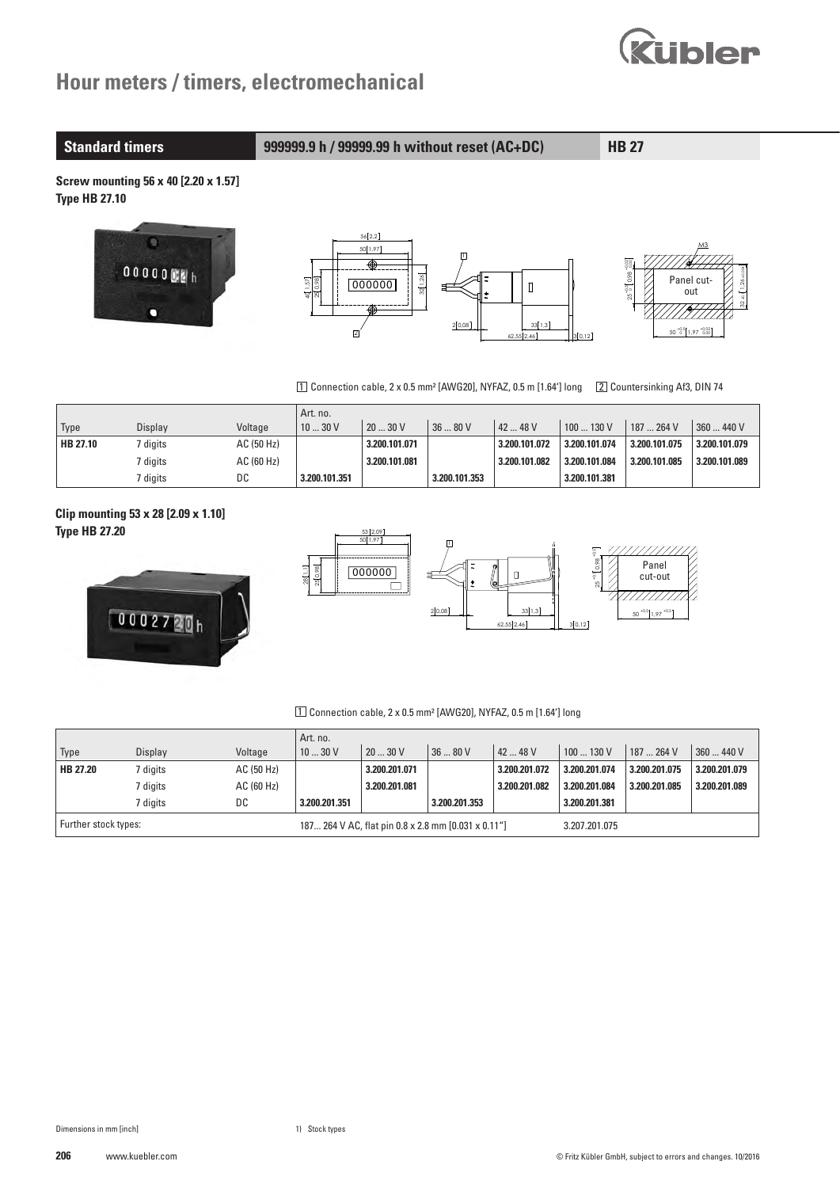# Hour meters / timers, electromechanical

## Standard timers — 999999.9 h / 99999.99 h without reset (AC+DC) — HB 27

**Screw mounting 56 x 40 [2.20 x 1.57]**
**Type HB 27.10**

1 Connection cable, 2 x 0.5 mm² [AWG20], NYFAZ, 0.5 m [1.64'] long  2 Countersinking Af3, DIN 74

| Type | Display | Voltage | Art. no. 10 ... 30 V | 20 ... 30 V | 36 ... 80 V | 42 ... 48 V | 100 ... 130 V | 187 ... 264 V | 360 ... 440 V |
|---|---|---|---|---|---|---|---|---|---|
| **HB 27.10** | 7 digits | AC (50 Hz) | | **3.200.101.071** | | **3.200.101.072** | **3.200.101.074** | **3.200.101.075** | **3.200.101.079** |
| | 7 digits | AC (60 Hz) | | **3.200.101.081** | | **3.200.101.082** | **3.200.101.084** | **3.200.101.085** | **3.200.101.089** |
| | 7 digits | DC | **3.200.101.351** | | **3.200.101.353** | | **3.200.101.381** | | |

**Clip mounting 53 x 28 [2.09 x 1.10]**
**Type HB 27.20**

1 Connection cable, 2 x 0.5 mm² [AWG20], NYFAZ, 0.5 m [1.64'] long

| Type | Display | Voltage | Art. no. 10 ... 30 V | 20 ... 30 V | 36 ... 80 V | 42 ... 48 V | 100 ... 130 V | 187 ... 264 V | 360 ... 440 V |
|---|---|---|---|---|---|---|---|---|---|
| **HB 27.20** | 7 digits | AC (50 Hz) | | **3.200.201.071** | | **3.200.201.072** | **3.200.201.074** | **3.200.201.075** | **3.200.201.079** |
| | 7 digits | AC (60 Hz) | | **3.200.201.081** | | **3.200.201.082** | **3.200.201.084** | **3.200.201.085** | **3.200.201.089** |
| | 7 digits | DC | **3.200.201.351** | | **3.200.201.353** | | **3.200.201.381** | | |
| Further stock types: | | | 187... 264 V AC, flat pin 0.8 x 2.8 mm [0.031 x 0.11"] | | | | 3.207.201.075 | | |

Dimensions in mm [inch]

1) Stock types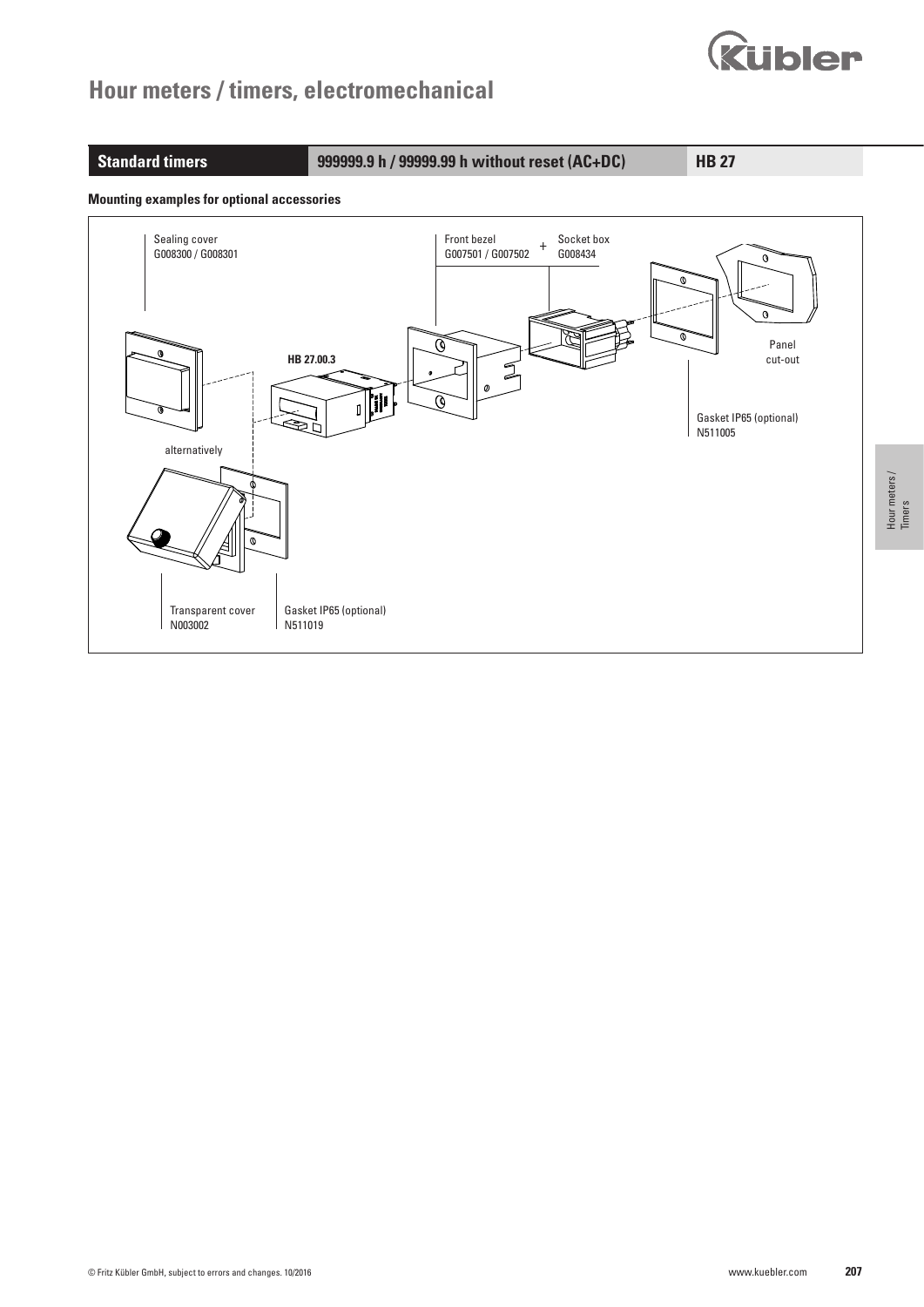# Hour meters / timers, electromechanical

| Standard timers | 999999.9 h / 99999.99 h without reset (AC+DC) | HB 27 |
|---|---|---|

**Mounting examples for optional accessories**

Sealing cover
G008300 / G008301

Front bezel
G007501 / G007502

+

Socket box
G008434

HB 27.00.3

Panel
cut-out

Gasket IP65 (optional)
N511005

alternatively

Transparent cover
N003002

Gasket IP65 (optional)
N511019

© Fritz Kübler GmbH, subject to errors and changes. 10/2016